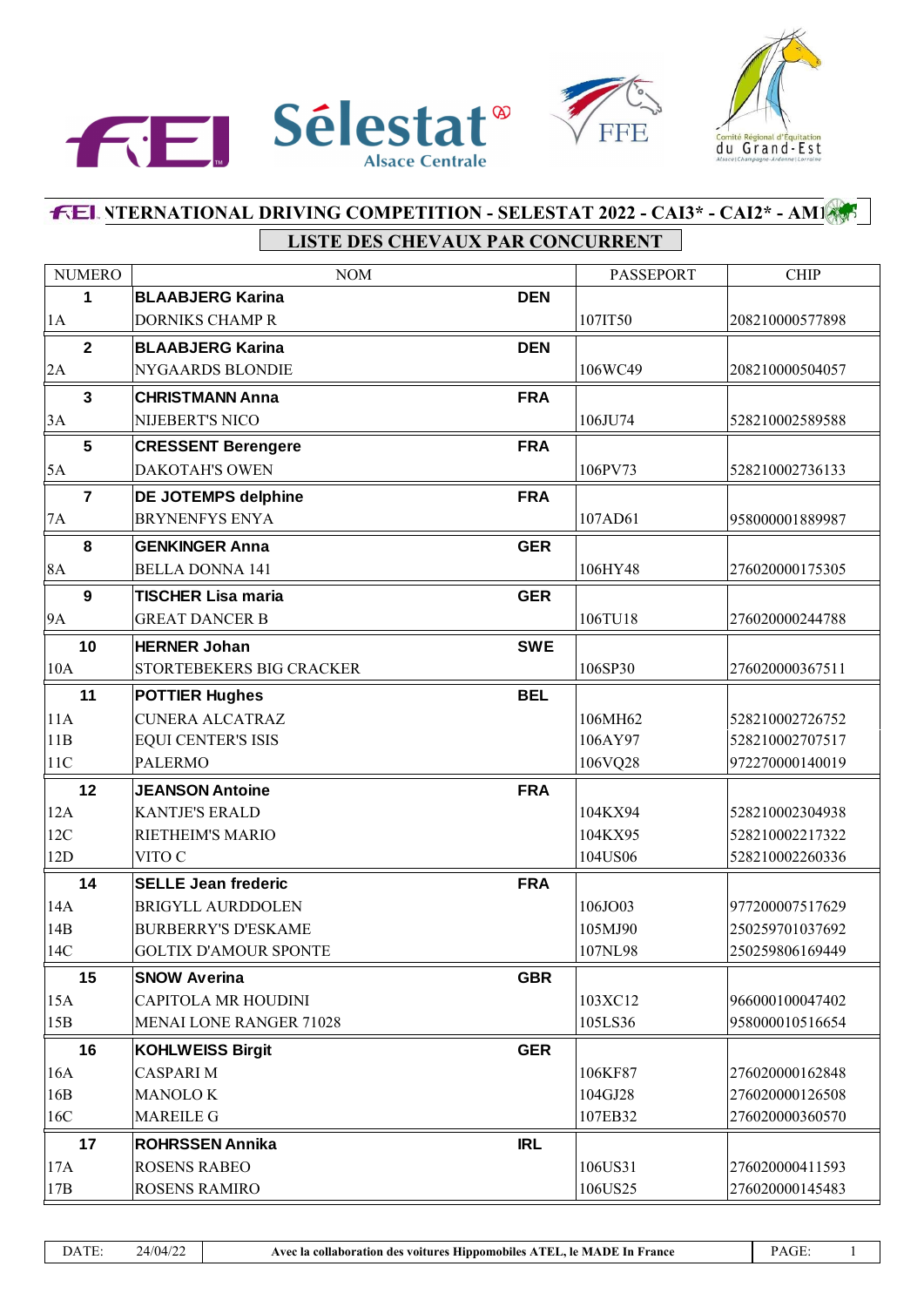# INTERNATIONAL DRIVING COMPETITION - SELESTAT 2022 - CAI3* - CAI2* - AM1

## LISTE DES CHEVAUX PAR CONCURRENT

| NUMERO | NOM | | PASSEPORT | CHIP |
|---|---|---|---|---|
| **1** | **BLAABJERG Karina** | **DEN** | | |
| 1A | DORNIKS CHAMP R | | 107IT50 | 208210000577898 |
| **2** | **BLAABJERG Karina** | **DEN** | | |
| 2A | NYGAARDS BLONDIE | | 106WC49 | 208210000504057 |
| **3** | **CHRISTMANN Anna** | **FRA** | | |
| 3A | NIJEBERT'S NICO | | 106JU74 | 528210002589588 |
| **5** | **CRESSENT Berengere** | **FRA** | | |
| 5A | DAKOTAH'S OWEN | | 106PV73 | 528210002736133 |
| **7** | **DE JOTEMPS delphine** | **FRA** | | |
| 7A | BRYNENFYS ENYA | | 107AD61 | 958000001889987 |
| **8** | **GENKINGER Anna** | **GER** | | |
| 8A | BELLA DONNA 141 | | 106HY48 | 276020000175305 |
| **9** | **TISCHER Lisa maria** | **GER** | | |
| 9A | GREAT DANCER B | | 106TU18 | 276020000244788 |
| **10** | **HERNER Johan** | **SWE** | | |
| 10A | STORTEBEKERS BIG CRACKER | | 106SP30 | 276020000367511 |
| **11** | **POTTIER Hughes** | **BEL** | | |
| 11A | CUNERA ALCATRAZ | | 106MH62 | 528210002726752 |
| 11B | EQUI CENTER'S ISIS | | 106AY97 | 528210002707517 |
| 11C | PALERMO | | 106VQ28 | 972270000140019 |
| **12** | **JEANSON Antoine** | **FRA** | | |
| 12A | KANTJE'S ERALD | | 104KX94 | 528210002304938 |
| 12C | RIETHEIM'S MARIO | | 104KX95 | 528210002217322 |
| 12D | VITO C | | 104US06 | 528210002260336 |
| **14** | **SELLE Jean frederic** | **FRA** | | |
| 14A | BRIGYLL AURDDOLEN | | 106JO03 | 977200007517629 |
| 14B | BURBERRY'S D'ESKAME | | 105MJ90 | 250259701037692 |
| 14C | GOLTIX D'AMOUR SPONTE | | 107NL98 | 250259806169449 |
| **15** | **SNOW Averina** | **GBR** | | |
| 15A | CAPITOLA MR HOUDINI | | 103XC12 | 966000100047402 |
| 15B | MENAI LONE RANGER 71028 | | 105LS36 | 958000010516654 |
| **16** | **KOHLWEISS Birgit** | **GER** | | |
| 16A | CASPARI M | | 106KF87 | 276020000162848 |
| 16B | MANOLO K | | 104GJ28 | 276020000126508 |
| 16C | MAREILE G | | 107EB32 | 276020000360570 |
| **17** | **ROHRSSEN Annika** | **IRL** | | |
| 17A | ROSENS RABEO | | 106US31 | 276020000411593 |
| 17B | ROSENS RAMIRO | | 106US25 | 276020000145483 |

DATE: 24/04/22 — Avec la collaboration des voitures Hippomobiles ATEL, le MADE In France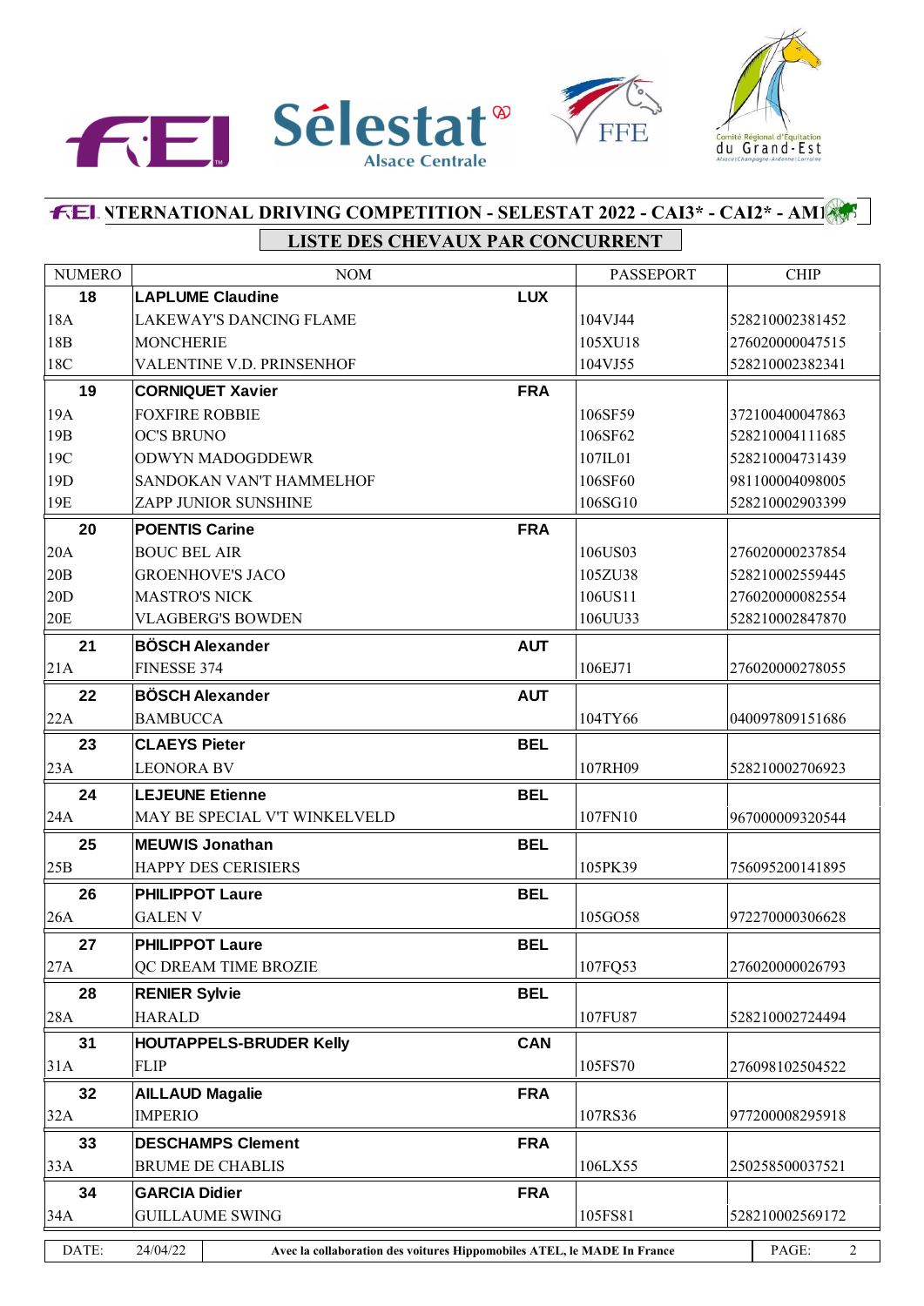# INTERNATIONAL DRIVING COMPETITION - SELESTAT 2022 - CAI3* - CAI2* - AM1

## LISTE DES CHEVAUX PAR CONCURRENT

| NUMERO | NOM | | PASSEPORT | CHIP |
|---|---|---|---|---|
| **18** | **LAPLUME Claudine** | **LUX** | | |
| 18A | LAKEWAY'S DANCING FLAME | | 104VJ44 | 528210002381452 |
| 18B | MONCHERIE | | 105XU18 | 276020000047515 |
| 18C | VALENTINE V.D. PRINSENHOF | | 104VJ55 | 528210002382341 |
| **19** | **CORNIQUET Xavier** | **FRA** | | |
| 19A | FOXFIRE ROBBIE | | 106SF59 | 372100400047863 |
| 19B | OC'S BRUNO | | 106SF62 | 528210004111685 |
| 19C | ODWYN MADOGDDEWR | | 107IL01 | 528210004731439 |
| 19D | SANDOKAN VAN'T HAMMELHOF | | 106SF60 | 981100004098005 |
| 19E | ZAPP JUNIOR SUNSHINE | | 106SG10 | 528210002903399 |
| **20** | **POENTIS Carine** | **FRA** | | |
| 20A | BOUC BEL AIR | | 106US03 | 276020000237854 |
| 20B | GROENHOVE'S JACO | | 105ZU38 | 528210002559445 |
| 20D | MASTRO'S NICK | | 106US11 | 276020000082554 |
| 20E | VLAGBERG'S BOWDEN | | 106UU33 | 528210002847870 |
| **21** | **BÖSCH Alexander** | **AUT** | | |
| 21A | FINESSE 374 | | 106EJ71 | 276020000278055 |
| **22** | **BÖSCH Alexander** | **AUT** | | |
| 22A | BAMBUCCA | | 104TY66 | 040097809151686 |
| **23** | **CLAEYS Pieter** | **BEL** | | |
| 23A | LEONORA BV | | 107RH09 | 528210002706923 |
| **24** | **LEJEUNE Etienne** | **BEL** | | |
| 24A | MAY BE SPECIAL V'T WINKELVELD | | 107FN10 | 967000009320544 |
| **25** | **MEUWIS Jonathan** | **BEL** | | |
| 25B | HAPPY DES CERISIERS | | 105PK39 | 756095200141895 |
| **26** | **PHILIPPOT Laure** | **BEL** | | |
| 26A | GALEN V | | 105GO58 | 972270000306628 |
| **27** | **PHILIPPOT Laure** | **BEL** | | |
| 27A | QC DREAM TIME BROZIE | | 107FQ53 | 276020000026793 |
| **28** | **RENIER Sylvie** | **BEL** | | |
| 28A | HARALD | | 107FU87 | 528210002724494 |
| **31** | **HOUTAPPELS-BRUDER Kelly** | **CAN** | | |
| 31A | FLIP | | 105FS70 | 276098102504522 |
| **32** | **AILLAUD Magalie** | **FRA** | | |
| 32A | IMPERIO | | 107RS36 | 977200008295918 |
| **33** | **DESCHAMPS Clement** | **FRA** | | |
| 33A | BRUME DE CHABLIS | | 106LX55 | 250258500037521 |
| **34** | **GARCIA Didier** | **FRA** | | |
| 34A | GUILLAUME SWING | | 105FS81 | 528210002569172 |

DATE: 24/04/22 — Avec la collaboration des voitures Hippomobiles ATEL, le MADE In France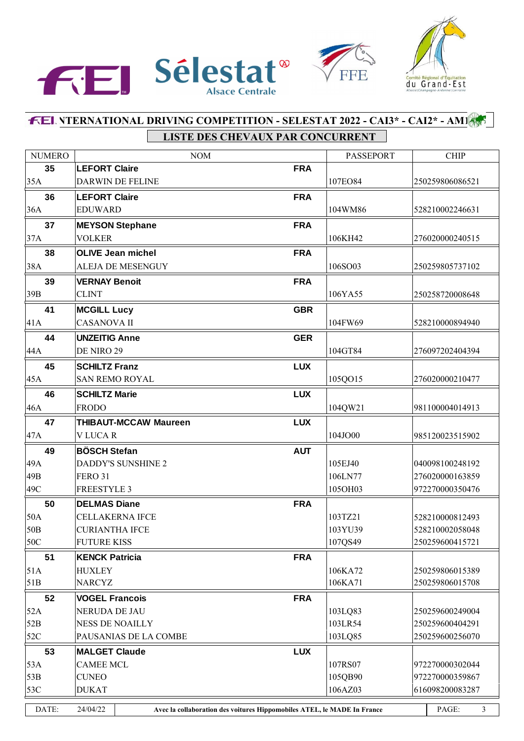## INTERNATIONAL DRIVING COMPETITION - SELESTAT 2022 - CAI3* - CAI2* - AM1

### LISTE DES CHEVAUX PAR CONCURRENT

| NUMERO | NOM | | PASSEPORT | CHIP |
|---|---|---|---|---|
| **35** | **LEFORT Claire** | **FRA** | | |
| 35A | DARWIN DE FELINE | | 107EO84 | 250259806086521 |
| **36** | **LEFORT Claire** | **FRA** | | |
| 36A | EDUWARD | | 104WM86 | 528210002246631 |
| **37** | **MEYSON Stephane** | **FRA** | | |
| 37A | VOLKER | | 106KH42 | 276020000240515 |
| **38** | **OLIVE Jean michel** | **FRA** | | |
| 38A | ALEJA DE MESENGUY | | 106SO03 | 250259805737102 |
| **39** | **VERNAY Benoit** | **FRA** | | |
| 39B | CLINT | | 106YA55 | 250258720008648 |
| **41** | **MCGILL Lucy** | **GBR** | | |
| 41A | CASANOVA II | | 104FW69 | 528210000894940 |
| **44** | **UNZEITIG Anne** | **GER** | | |
| 44A | DE NIRO 29 | | 104GT84 | 276097202404394 |
| **45** | **SCHILTZ Franz** | **LUX** | | |
| 45A | SAN REMO ROYAL | | 105QO15 | 276020000210477 |
| **46** | **SCHILTZ Marie** | **LUX** | | |
| 46A | FRODO | | 104QW21 | 981100004014913 |
| **47** | **THIBAUT-MCCAW Maureen** | **LUX** | | |
| 47A | V LUCA R | | 104JO00 | 985120023515902 |
| **49** | **BÖSCH Stefan** | **AUT** | | |
| 49A | DADDY'S SUNSHINE 2 | | 105EJ40 | 040098100248192 |
| 49B | FERO 31 | | 106LN77 | 276020000163859 |
| 49C | FREESTYLE 3 | | 105OH03 | 972270000350476 |
| **50** | **DELMAS Diane** | **FRA** | | |
| 50A | CELLAKERNA IFCE | | 103TZ21 | 528210000812493 |
| 50B | CURIANTHA IFCE | | 103YU39 | 528210002058048 |
| 50C | FUTURE KISS | | 107QS49 | 250259600415721 |
| **51** | **KENCK Patricia** | **FRA** | | |
| 51A | HUXLEY | | 106KA72 | 250259806015389 |
| 51B | NARCYZ | | 106KA71 | 250259806015708 |
| **52** | **VOGEL Francois** | **FRA** | | |
| 52A | NERUDA DE JAU | | 103LQ83 | 250259600249004 |
| 52B | NESS DE NOAILLY | | 103LR54 | 250259600404291 |
| 52C | PAUSANIAS DE LA COMBE | | 103LQ85 | 250259600256070 |
| **53** | **MALGET Claude** | **LUX** | | |
| 53A | CAMEE MCL | | 107RS07 | 972270000302044 |
| 53B | CUNEO | | 105QB90 | 972270000359867 |
| 53C | DUKAT | | 106AZ03 | 616098200083287 |

DATE: 24/04/22 — Avec la collaboration des voitures Hippomobiles ATEL, le MADE In France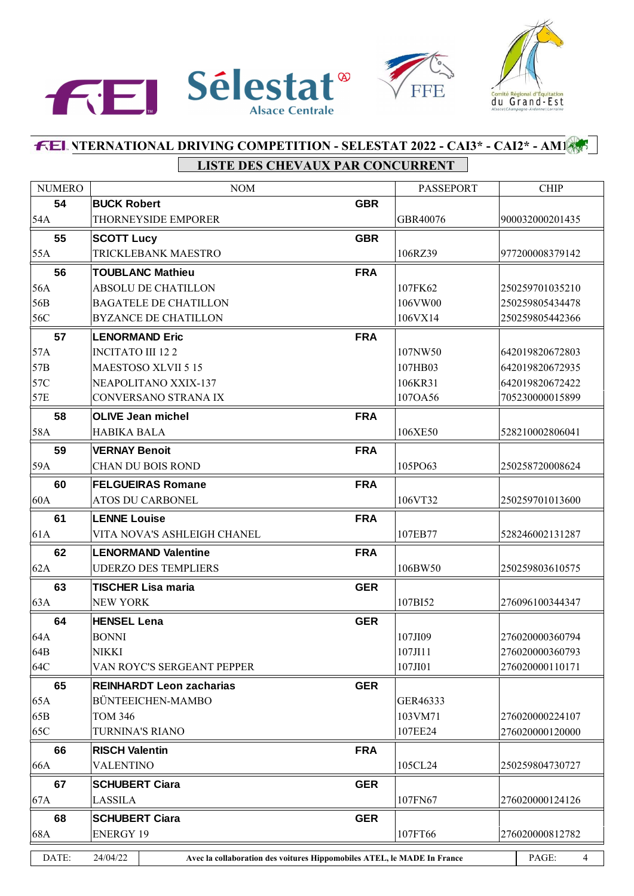# INTERNATIONAL DRIVING COMPETITION - SELESTAT 2022 - CAI3* - CAI2* - AM1

## LISTE DES CHEVAUX PAR CONCURRENT

| NUMERO | NOM | | PASSEPORT | CHIP |
|---|---|---|---|---|
| **54** | **BUCK Robert** | **GBR** | | |
| 54A | THORNEYSIDE EMPORER | | GBR40076 | 900032000201435 |
| **55** | **SCOTT Lucy** | **GBR** | | |
| 55A | TRICKLEBANK MAESTRO | | 106RZ39 | 977200008379142 |
| **56** | **TOUBLANC Mathieu** | **FRA** | | |
| 56A | ABSOLU DE CHATILLON | | 107FK62 | 250259701035210 |
| 56B | BAGATELE DE CHATILLON | | 106VW00 | 250259805434478 |
| 56C | BYZANCE DE CHATILLON | | 106VX14 | 250259805442366 |
| **57** | **LENORMAND Eric** | **FRA** | | |
| 57A | INCITATO III 12 2 | | 107NW50 | 642019820672803 |
| 57B | MAESTOSO XLVII 5 15 | | 107HB03 | 642019820672935 |
| 57C | NEAPOLITANO XXIX-137 | | 106KR31 | 642019820672422 |
| 57E | CONVERSANO STRANA IX | | 107OA56 | 705230000015899 |
| **58** | **OLIVE Jean michel** | **FRA** | | |
| 58A | HABIKA BALA | | 106XE50 | 528210002806041 |
| **59** | **VERNAY Benoit** | **FRA** | | |
| 59A | CHAN DU BOIS ROND | | 105PO63 | 250258720008624 |
| **60** | **FELGUEIRAS Romane** | **FRA** | | |
| 60A | ATOS DU CARBONEL | | 106VT32 | 250259701013600 |
| **61** | **LENNE Louise** | **FRA** | | |
| 61A | VITA NOVA'S ASHLEIGH CHANEL | | 107EB77 | 528246002131287 |
| **62** | **LENORMAND Valentine** | **FRA** | | |
| 62A | UDERZO DES TEMPLIERS | | 106BW50 | 250259803610575 |
| **63** | **TISCHER Lisa maria** | **GER** | | |
| 63A | NEW YORK | | 107BI52 | 276096100344347 |
| **64** | **HENSEL Lena** | **GER** | | |
| 64A | BONNI | | 107JI09 | 276020000360794 |
| 64B | NIKKI | | 107JI11 | 276020000360793 |
| 64C | VAN ROYC'S SERGEANT PEPPER | | 107JI01 | 276020000110171 |
| **65** | **REINHARDT Leon zacharias** | **GER** | | |
| 65A | BÜNTEEICHEN-MAMBO | | GER46333 | |
| 65B | TOM 346 | | 103VM71 | 276020000224107 |
| 65C | TURNINA'S RIANO | | 107EE24 | 276020000120000 |
| **66** | **RISCH Valentin** | **FRA** | | |
| 66A | VALENTINO | | 105CL24 | 250259804730727 |
| **67** | **SCHUBERT Ciara** | **GER** | | |
| 67A | LASSILA | | 107FN67 | 276020000124126 |
| **68** | **SCHUBERT Ciara** | **GER** | | |
| 68A | ENERGY 19 | | 107FT66 | 276020000812782 |

DATE: 24/04/22 — **Avec la collaboration des voitures Hippomobiles ATEL, le MADE In France**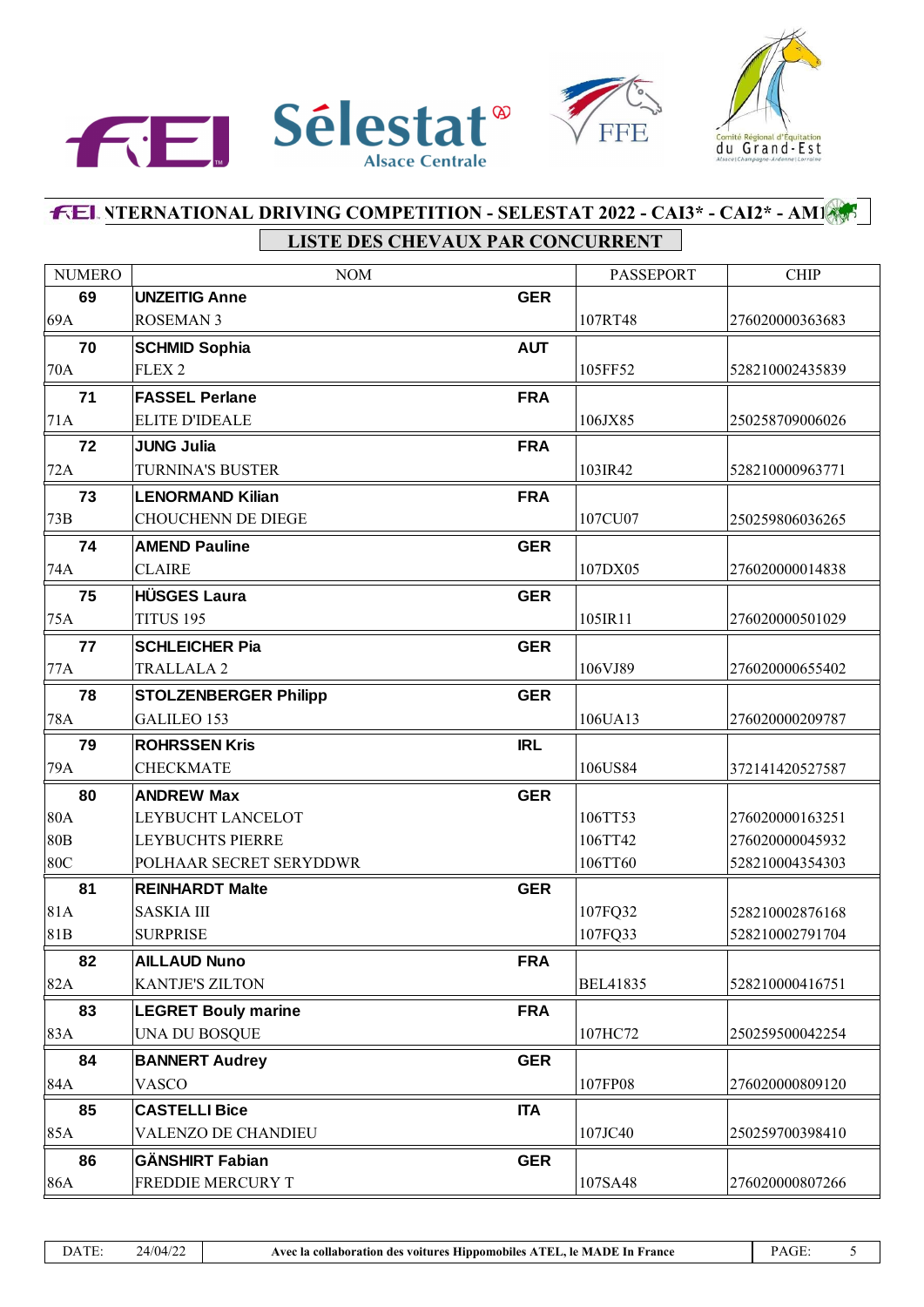## INTERNATIONAL DRIVING COMPETITION - SELESTAT 2022 - CAI3* - CAI2* - AM1

### LISTE DES CHEVAUX PAR CONCURRENT

| NUMERO | NOM | | PASSEPORT | CHIP |
|---|---|---|---|---|
| **69** | **UNZEITIG Anne** | **GER** | | |
| 69A | ROSEMAN 3 | | 107RT48 | 276020000363683 |
| **70** | **SCHMID Sophia** | **AUT** | | |
| 70A | FLEX 2 | | 105FF52 | 528210002435839 |
| **71** | **FASSEL Perlane** | **FRA** | | |
| 71A | ELITE D'IDEALE | | 106JX85 | 250258709006026 |
| **72** | **JUNG Julia** | **FRA** | | |
| 72A | TURNINA'S BUSTER | | 103IR42 | 528210000963771 |
| **73** | **LENORMAND Kilian** | **FRA** | | |
| 73B | CHOUCHENN DE DIEGE | | 107CU07 | 250259806036265 |
| **74** | **AMEND Pauline** | **GER** | | |
| 74A | CLAIRE | | 107DX05 | 276020000014838 |
| **75** | **HÜSGES Laura** | **GER** | | |
| 75A | TITUS 195 | | 105IR11 | 276020000501029 |
| **77** | **SCHLEICHER Pia** | **GER** | | |
| 77A | TRALLALA 2 | | 106VJ89 | 276020000655402 |
| **78** | **STOLZENBERGER Philipp** | **GER** | | |
| 78A | GALILEO 153 | | 106UA13 | 276020000209787 |
| **79** | **ROHRSSEN Kris** | **IRL** | | |
| 79A | CHECKMATE | | 106US84 | 372141420527587 |
| **80** | **ANDREW Max** | **GER** | | |
| 80A | LEYBUCHT LANCELOT | | 106TT53 | 276020000163251 |
| 80B | LEYBUCHTS PIERRE | | 106TT42 | 276020000045932 |
| 80C | POLHAAR SECRET SERYDDWR | | 106TT60 | 528210004354303 |
| **81** | **REINHARDT Malte** | **GER** | | |
| 81A | SASKIA III | | 107FQ32 | 528210002876168 |
| 81B | SURPRISE | | 107FQ33 | 528210002791704 |
| **82** | **AILLAUD Nuno** | **FRA** | | |
| 82A | KANTJE'S ZILTON | | BEL41835 | 528210000416751 |
| **83** | **LEGRET Bouly marine** | **FRA** | | |
| 83A | UNA DU BOSQUE | | 107HC72 | 250259500042254 |
| **84** | **BANNERT Audrey** | **GER** | | |
| 84A | VASCO | | 107FP08 | 276020000809120 |
| **85** | **CASTELLI Bice** | **ITA** | | |
| 85A | VALENZO DE CHANDIEU | | 107JC40 | 250259700398410 |
| **86** | **GÄNSHIRT Fabian** | **GER** | | |
| 86A | FREDDIE MERCURY T | | 107SA48 | 276020000807266 |

DATE: 24/04/22 — Avec la collaboration des voitures Hippomobiles ATEL, le MADE In France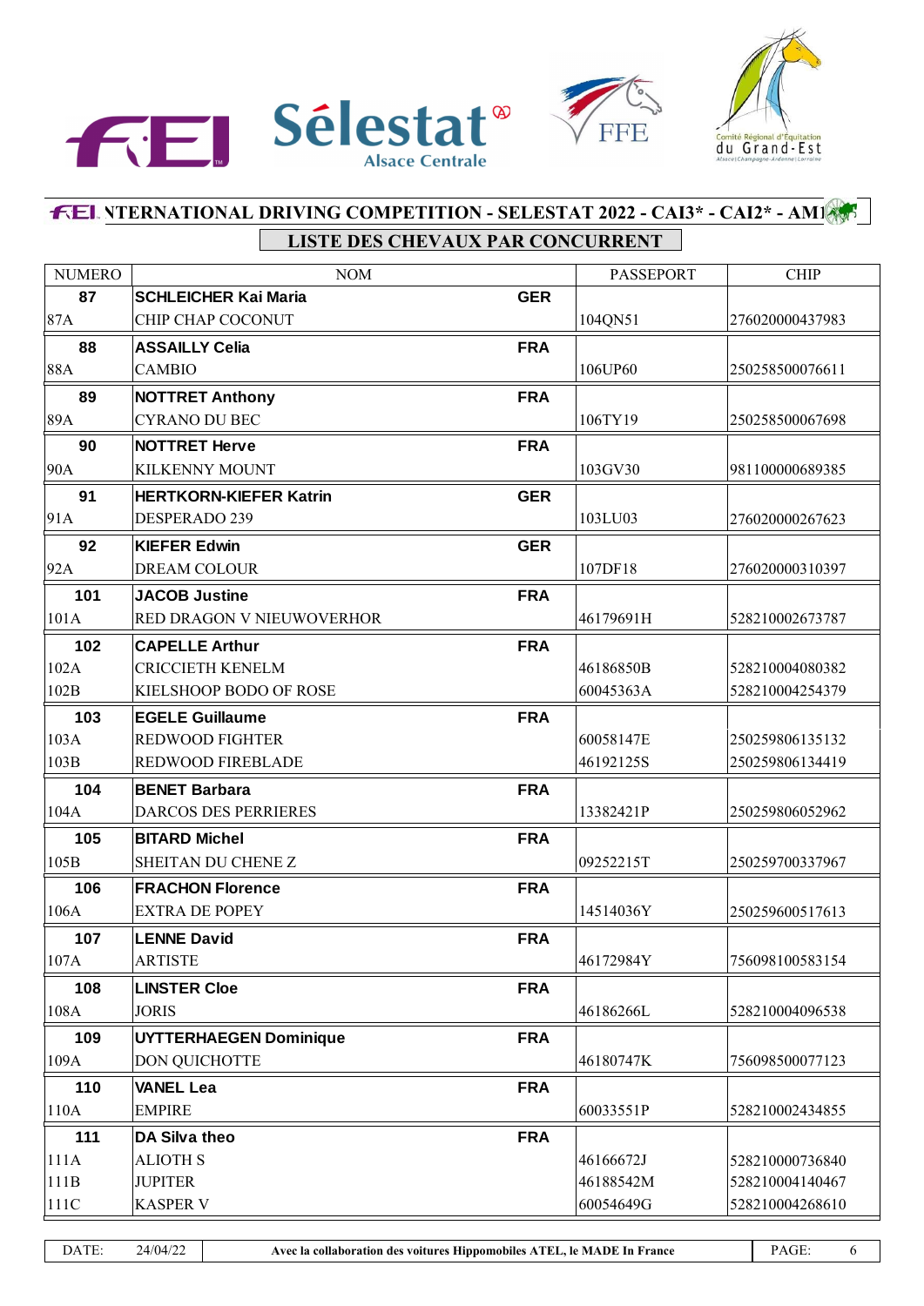## INTERNATIONAL DRIVING COMPETITION - SELESTAT 2022 - CAI3* - CAI2* - AM1

### LISTE DES CHEVAUX PAR CONCURRENT

| NUMERO | NOM | | PASSEPORT | CHIP |
|---|---|---|---|---|
| **87** | **SCHLEICHER Kai Maria** | **GER** | | |
| 87A | CHIP CHAP COCONUT | | 104QN51 | 276020000437983 |
| **88** | **ASSAILLY Celia** | **FRA** | | |
| 88A | CAMBIO | | 106UP60 | 250258500076611 |
| **89** | **NOTTRET Anthony** | **FRA** | | |
| 89A | CYRANO DU BEC | | 106TY19 | 250258500067698 |
| **90** | **NOTTRET Herve** | **FRA** | | |
| 90A | KILKENNY MOUNT | | 103GV30 | 981100000689385 |
| **91** | **HERTKORN-KIEFER Katrin** | **GER** | | |
| 91A | DESPERADO 239 | | 103LU03 | 276020000267623 |
| **92** | **KIEFER Edwin** | **GER** | | |
| 92A | DREAM COLOUR | | 107DF18 | 276020000310397 |
| **101** | **JACOB Justine** | **FRA** | | |
| 101A | RED DRAGON V NIEUWOVERHOR | | 46179691H | 528210002673787 |
| **102** | **CAPELLE Arthur** | **FRA** | | |
| 102A | CRICCIETH KENELM | | 46186850B | 528210004080382 |
| 102B | KIELSHOOP BODO OF ROSE | | 60045363A | 528210004254379 |
| **103** | **EGELE Guillaume** | **FRA** | | |
| 103A | REDWOOD FIGHTER | | 60058147E | 250259806135132 |
| 103B | REDWOOD FIREBLADE | | 46192125S | 250259806134419 |
| **104** | **BENET Barbara** | **FRA** | | |
| 104A | DARCOS DES PERRIERES | | 13382421P | 250259806052962 |
| **105** | **BITARD Michel** | **FRA** | | |
| 105B | SHEITAN DU CHENE Z | | 09252215T | 250259700337967 |
| **106** | **FRACHON Florence** | **FRA** | | |
| 106A | EXTRA DE POPEY | | 14514036Y | 250259600517613 |
| **107** | **LENNE David** | **FRA** | | |
| 107A | ARTISTE | | 46172984Y | 756098100583154 |
| **108** | **LINSTER Cloe** | **FRA** | | |
| 108A | JORIS | | 46186266L | 528210004096538 |
| **109** | **UYTTERHAEGEN Dominique** | **FRA** | | |
| 109A | DON QUICHOTTE | | 46180747K | 756098500077123 |
| **110** | **VANEL Lea** | **FRA** | | |
| 110A | EMPIRE | | 60033551P | 528210002434855 |
| **111** | **DA Silva theo** | **FRA** | | |
| 111A | ALIOTH S | | 46166672J | 528210000736840 |
| 111B | JUPITER | | 46188542M | 528210004140467 |
| 111C | KASPER V | | 60054649G | 528210004268610 |

DATE: 24/04/22 — Avec la collaboration des voitures Hippomobiles ATEL, le MADE In France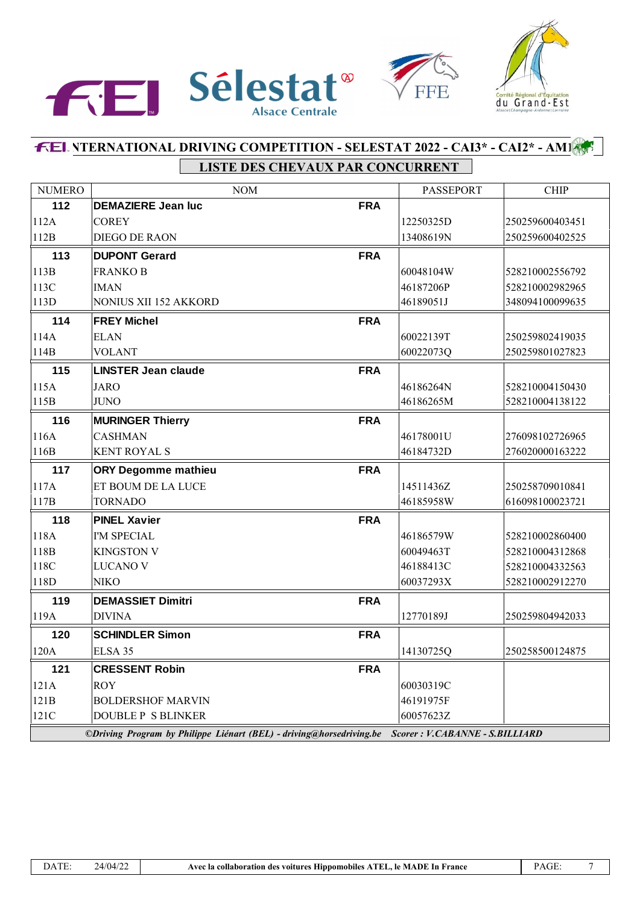## INTERNATIONAL DRIVING COMPETITION - SELESTAT 2022 - CAI3* - CAI2* - AM1

### LISTE DES CHEVAUX PAR CONCURRENT

| NUMERO | NOM | | PASSEPORT | CHIP |
|---|---|---|---|---|
| **112** | **DEMAZIERE Jean luc** | **FRA** | | |
| 112A | COREY | | 12250325D | 250259600403451 |
| 112B | DIEGO DE RAON | | 13408619N | 250259600402525 |
| **113** | **DUPONT Gerard** | **FRA** | | |
| 113B | FRANKO B | | 60048104W | 528210002556792 |
| 113C | IMAN | | 46187206P | 528210002982965 |
| 113D | NONIUS XII 152 AKKORD | | 46189051J | 348094100099635 |
| **114** | **FREY Michel** | **FRA** | | |
| 114A | ELAN | | 60022139T | 250259802419035 |
| 114B | VOLANT | | 60022073Q | 250259801027823 |
| **115** | **LINSTER Jean claude** | **FRA** | | |
| 115A | JARO | | 46186264N | 528210004150430 |
| 115B | JUNO | | 46186265M | 528210004138122 |
| **116** | **MURINGER Thierry** | **FRA** | | |
| 116A | CASHMAN | | 46178001U | 276098102726965 |
| 116B | KENT ROYAL S | | 46184732D | 276020000163222 |
| **117** | **ORY Degomme mathieu** | **FRA** | | |
| 117A | ET BOUM DE LA LUCE | | 14511436Z | 250258709010841 |
| 117B | TORNADO | | 46185958W | 616098100023721 |
| **118** | **PINEL Xavier** | **FRA** | | |
| 118A | I'M SPECIAL | | 46186579W | 528210002860400 |
| 118B | KINGSTON V | | 60049463T | 528210004312868 |
| 118C | LUCANO V | | 46188413C | 528210004332563 |
| 118D | NIKO | | 60037293X | 528210002912270 |
| **119** | **DEMASSIET Dimitri** | **FRA** | | |
| 119A | DIVINA | | 12770189J | 250259804942033 |
| **120** | **SCHINDLER Simon** | **FRA** | | |
| 120A | ELSA 35 | | 14130725Q | 250258500124875 |
| **121** | **CRESSENT Robin** | **FRA** | | |
| 121A | ROY | | 60030319C | |
| 121B | BOLDERSHOF MARVIN | | 46191975F | |
| 121C | DOUBLE P S BLINKER | | 60057623Z | |

*©Driving Program by Philippe Liénart (BEL) - driving@horsedriving.be Scorer : V.CABANNE - S.BILLIARD*

DATE: 24/04/22 — Avec la collaboration des voitures Hippomobiles ATEL, le MADE In France